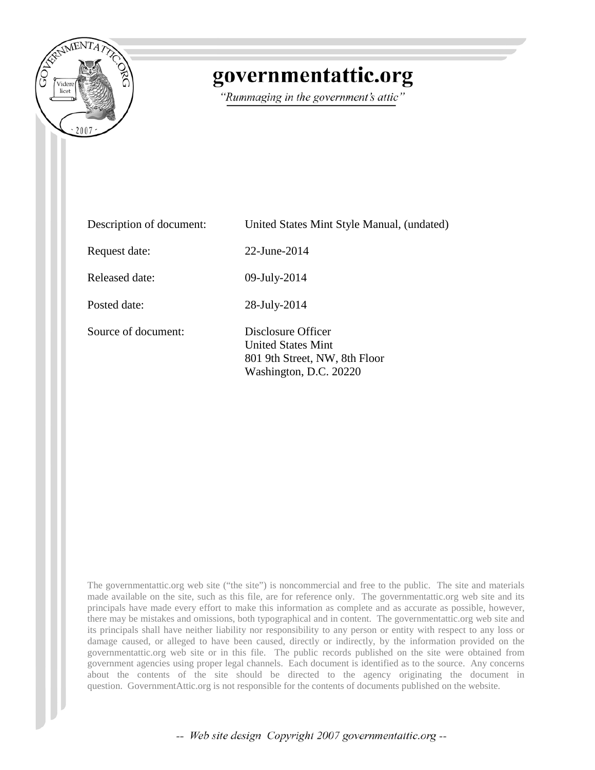# governmentattic.org

*"Rummaging in the government's attic"*

| | |
|---|---|
| Description of document: | United States Mint Style Manual, (undated) |
| Request date: | 22-June-2014 |
| Released date: | 09-July-2014 |
| Posted date: | 28-July-2014 |
| Source of document: | Disclosure Officer<br>United States Mint<br>801 9th Street, NW, 8th Floor<br>Washington, D.C. 20220 |

The governmentattic.org web site ("the site") is noncommercial and free to the public. The site and materials made available on the site, such as this file, are for reference only. The governmentattic.org web site and its principals have made every effort to make this information as complete and as accurate as possible, however, there may be mistakes and omissions, both typographical and in content. The governmentattic.org web site and its principals shall have neither liability nor responsibility to any person or entity with respect to any loss or damage caused, or alleged to have been caused, directly or indirectly, by the information provided on the governmentattic.org web site or in this file. The public records published on the site were obtained from government agencies using proper legal channels. Each document is identified as to the source. Any concerns about the contents of the site should be directed to the agency originating the document in question. GovernmentAttic.org is not responsible for the contents of documents published on the website.

*-- Web site design Copyright 2007 governmentattic.org --*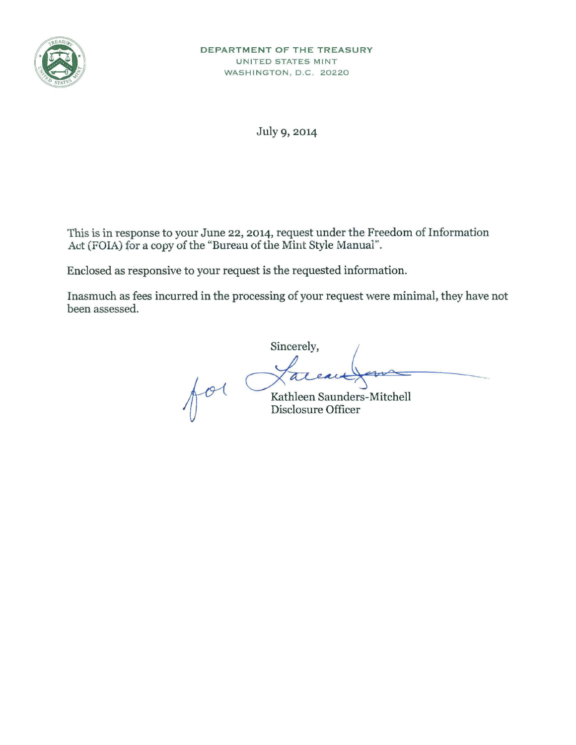DEPARTMENT OF THE TREASURY
UNITED STATES MINT
WASHINGTON, D.C. 20220

July 9, 2014

This is in response to your June 22, 2014, request under the Freedom of Information Act (FOIA) for a copy of the "Bureau of the Mint Style Manual".

Enclosed as responsive to your request is the requested information.

Inasmuch as fees incurred in the processing of your request were minimal, they have not been assessed.

Sincerely,

for

Kathleen Saunders-Mitchell
Disclosure Officer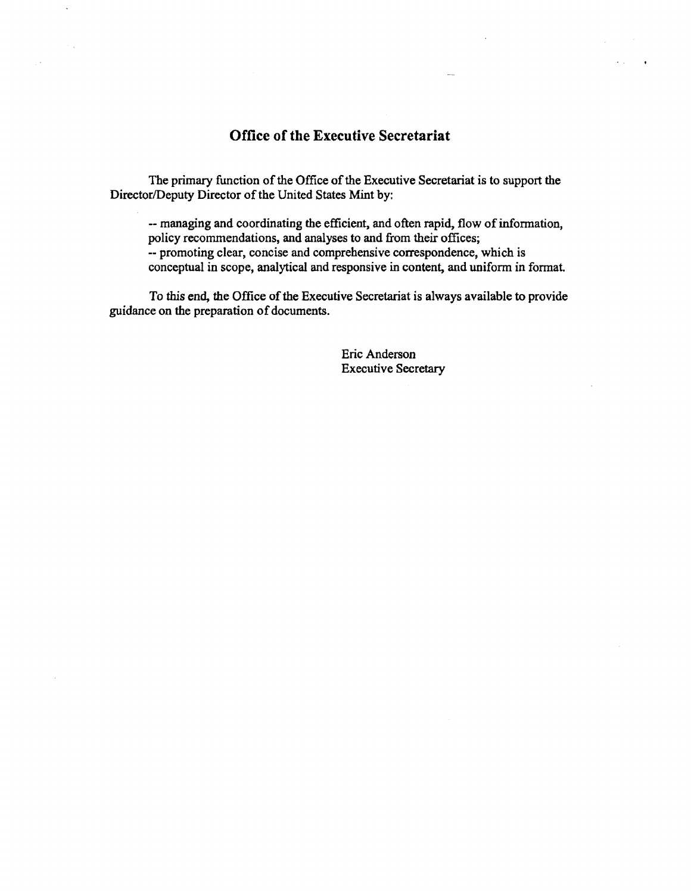## Office of the Executive Secretariat

The primary function of the Office of the Executive Secretariat is to support the Director/Deputy Director of the United States Mint by:

-- managing and coordinating the efficient, and often rapid, flow of information, policy recommendations, and analyses to and from their offices;
-- promoting clear, concise and comprehensive correspondence, which is conceptual in scope, analytical and responsive in content, and uniform in format.

To this end, the Office of the Executive Secretariat is always available to provide guidance on the preparation of documents.

Eric Anderson
Executive Secretary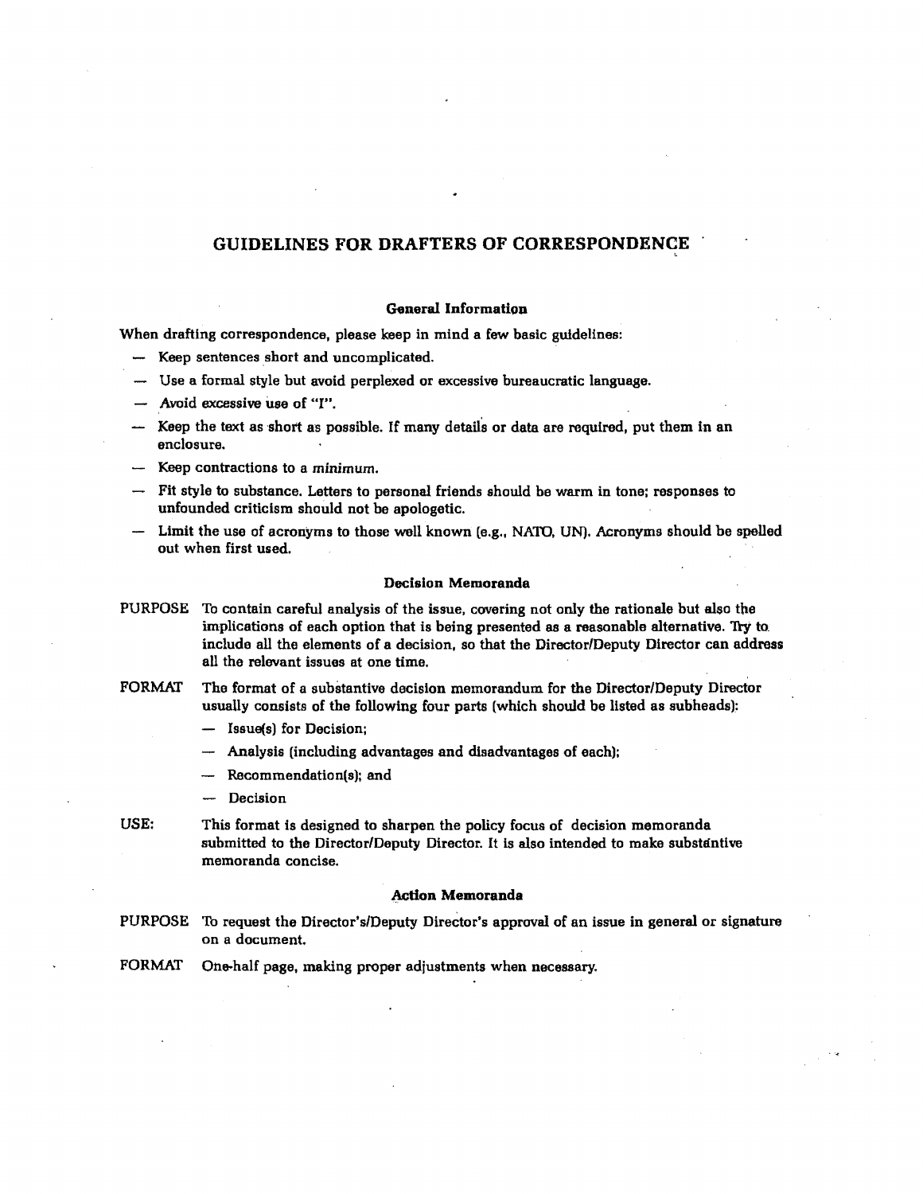# GUIDELINES FOR DRAFTERS OF CORRESPONDENCE

### General Information

When drafting correspondence, please keep in mind a few basic guidelines:

- Keep sentences short and uncomplicated.
- Use a formal style but avoid perplexed or excessive bureaucratic language.
- Avoid excessive use of "I".
- Keep the text as short as possible. If many details or data are required, put them in an enclosure.
- Keep contractions to a *minimum*.
- Fit style to substance. Letters to personal friends should be warm in tone; responses to unfounded criticism should not be apologetic.
- Limit the use of acronyms to those well known (e.g., NATO, UN). Acronyms should be spelled out when first used.

### Decision Memoranda

PURPOSE To contain careful analysis of the issue, covering not only the rationale but also the implications of each option that is being presented as a reasonable alternative. Try to include all the elements of a decision, so that the Director/Deputy Director can address all the relevant issues at one time.

FORMAT The format of a substantive decision memorandum for the Director/Deputy Director usually consists of the following four parts (which should be listed as subheads):

- Issue(s) for Decision;
- Analysis (including advantages and disadvantages of each);
- Recommendation(s); and
- Decision

USE: This format is designed to sharpen the policy focus of decision memoranda submitted to the Director/Deputy Director. It is also intended to make substantive memoranda concise.

### Action Memoranda

PURPOSE To request the Director's/Deputy Director's approval of an issue in general or signature on a document.

FORMAT One-half page, making proper adjustments when necessary.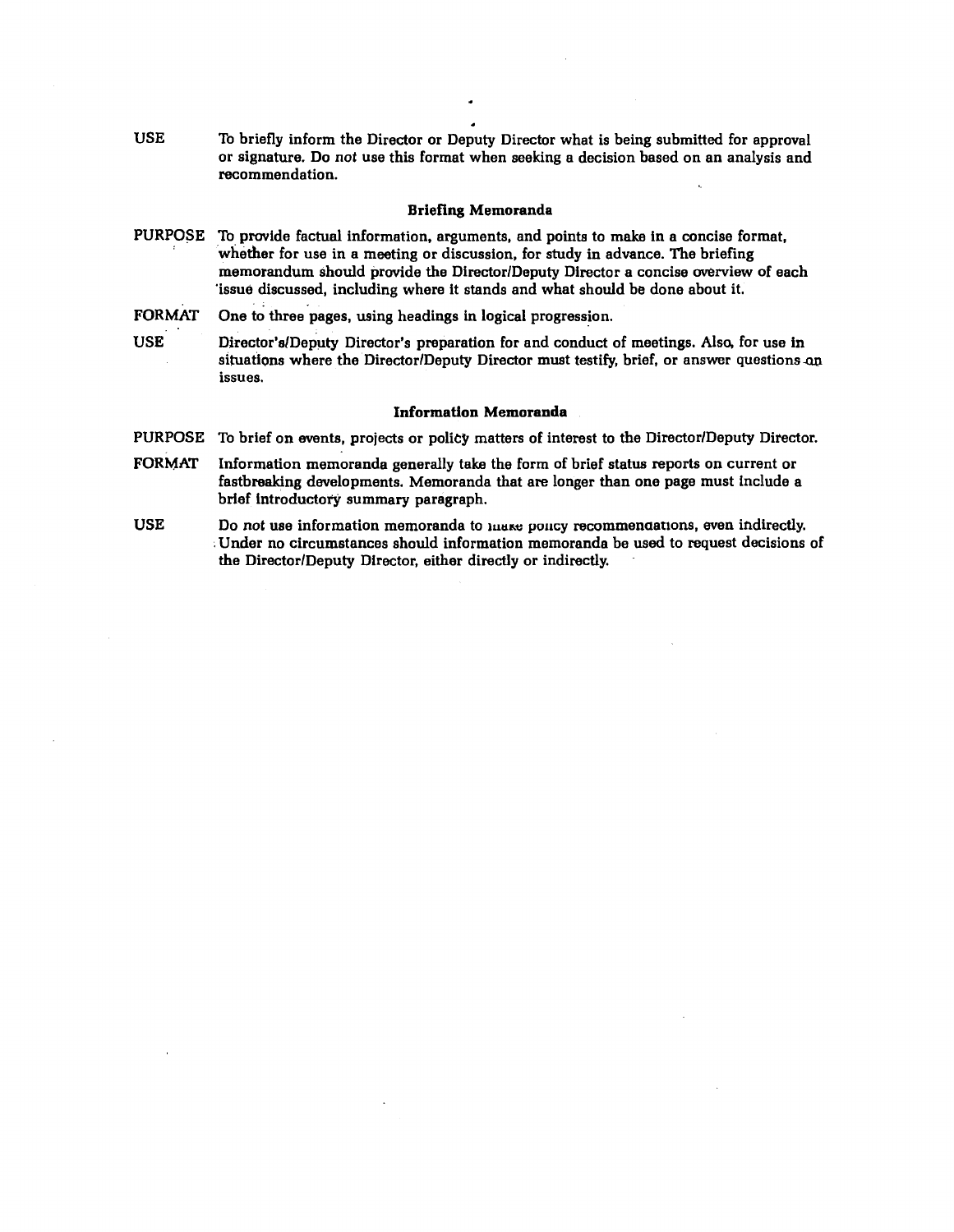USE To briefly inform the Director or Deputy Director what is being submitted for approval or signature. Do *not* use this format when seeking a decision based on an analysis and recommendation.

### Briefing Memoranda

PURPOSE To provide factual information, arguments, and points to make in a concise format, whether for use in a meeting or discussion, for study in advance. The briefing memorandum should provide the Director/Deputy Director a concise overview of each issue discussed, including where it stands and what should be done about it.

FORMAT One to three pages, using headings in logical progression.

USE Director's/Deputy Director's preparation for and conduct of meetings. Also, for use in situations where the Director/Deputy Director must testify, brief, or answer questions on issues.

### Information Memoranda

PURPOSE To brief on events, projects or policy matters of interest to the Director/Deputy Director.

FORMAT Information memoranda generally take the form of brief status reports on current or fastbreaking developments. Memoranda that are longer than one page must include a brief introductory summary paragraph.

USE Do *not* use information memoranda to make policy recommendations, even indirectly. Under no circumstances should information memoranda be used to request decisions of the Director/Deputy Director, either directly or indirectly.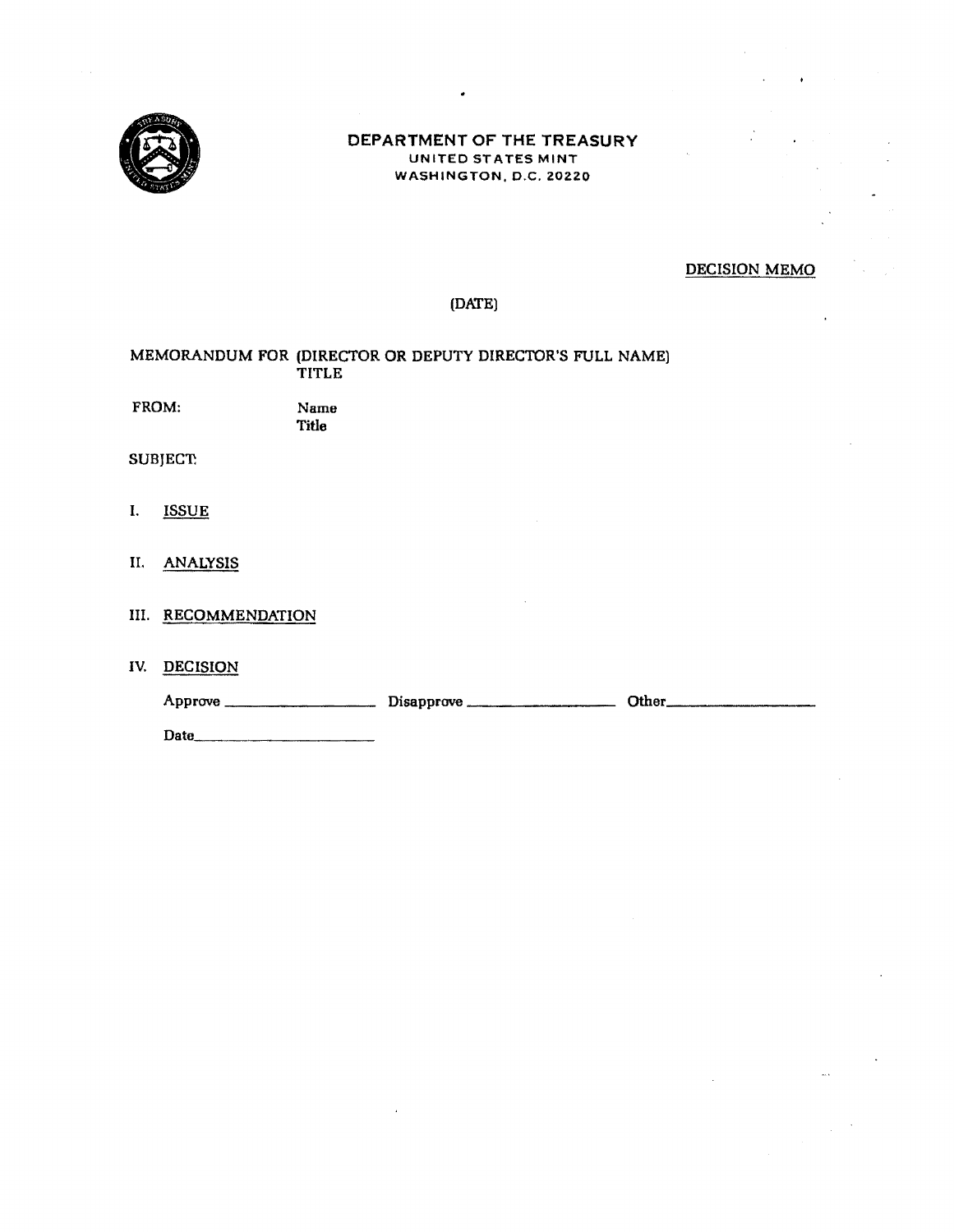**DEPARTMENT OF THE TREASURY**
**UNITED STATES MINT**
**WASHINGTON, D.C. 20220**

DECISION MEMO

(DATE)

MEMORANDUM FOR (DIRECTOR OR DEPUTY DIRECTOR'S FULL NAME)
TITLE

FROM: Name
Title

SUBJECT:

I. ISSUE

II. ANALYSIS

III. RECOMMENDATION

IV. DECISION

Approve ____________________ Disapprove ____________________ Other____________________

Date__________________________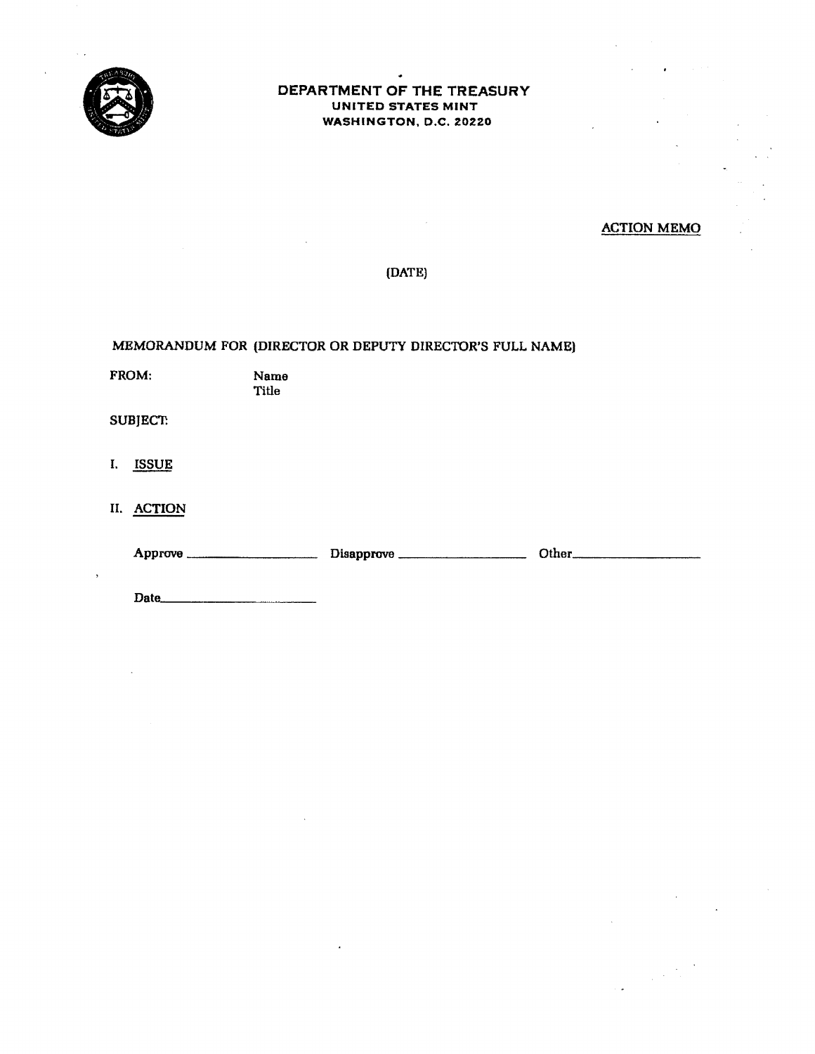**DEPARTMENT OF THE TREASURY**
**UNITED STATES MINT**
**WASHINGTON, D.C. 20220**

ACTION MEMO

(DATE)

MEMORANDUM FOR (DIRECTOR OR DEPUTY DIRECTOR'S FULL NAME)

FROM: Name
Title

SUBJECT:

I. ISSUE

II. ACTION

Approve ____________________ Disapprove ____________________ Other____________________

Date____________________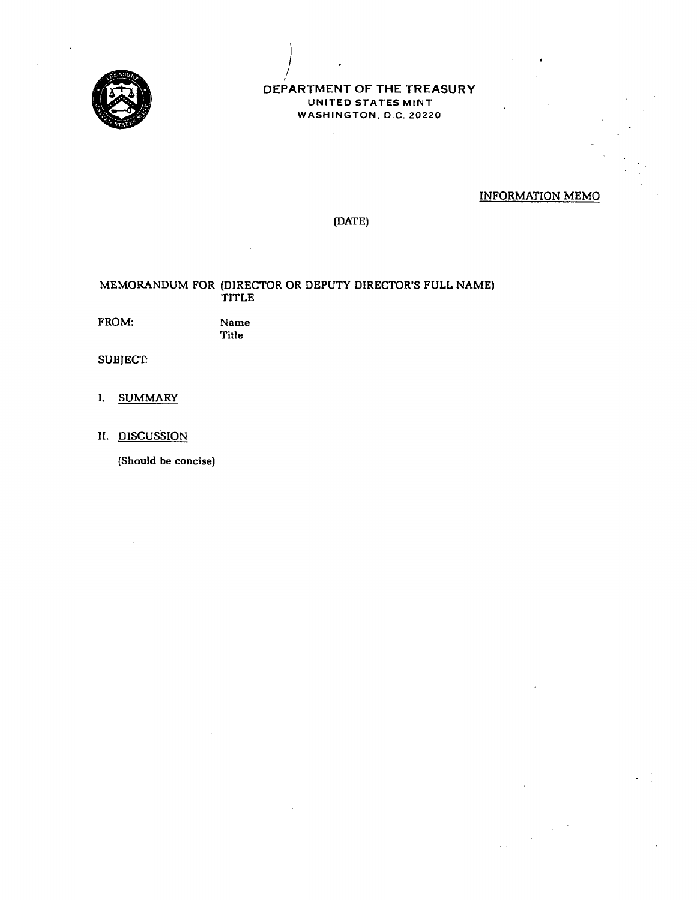**DEPARTMENT OF THE TREASURY**
**UNITED STATES MINT**
**WASHINGTON, D.C. 20220**

INFORMATION MEMO

(DATE)

MEMORANDUM FOR (DIRECTOR OR DEPUTY DIRECTOR'S FULL NAME)
TITLE

FROM: Name
Title

SUBJECT:

I. SUMMARY

II. DISCUSSION

(Should be concise)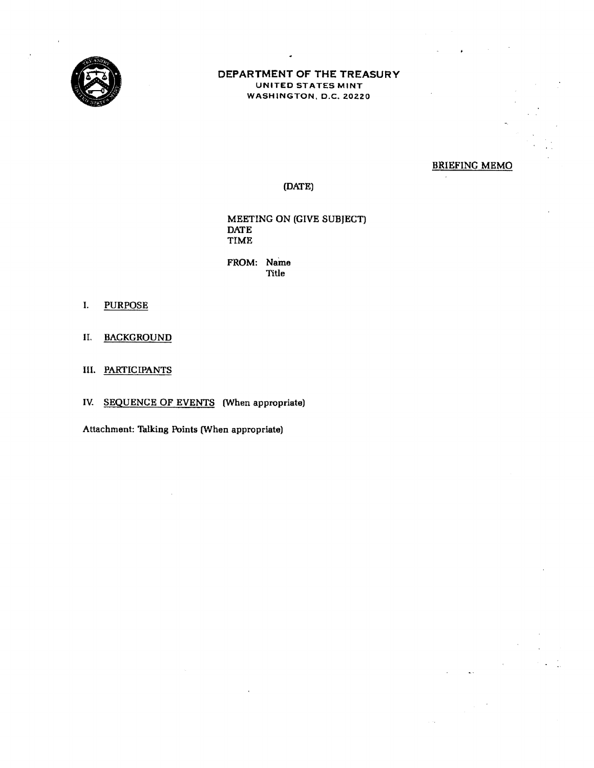**DEPARTMENT OF THE TREASURY**
**UNITED STATES MINT**
**WASHINGTON, D.C. 20220**

BRIEFING MEMO

(DATE)

MEETING ON (GIVE SUBJECT)
DATE
TIME

FROM: Name
Title

I. PURPOSE

II. BACKGROUND

III. PARTICIPANTS

IV. SEQUENCE OF EVENTS (When appropriate)

Attachment: Talking Points (When appropriate)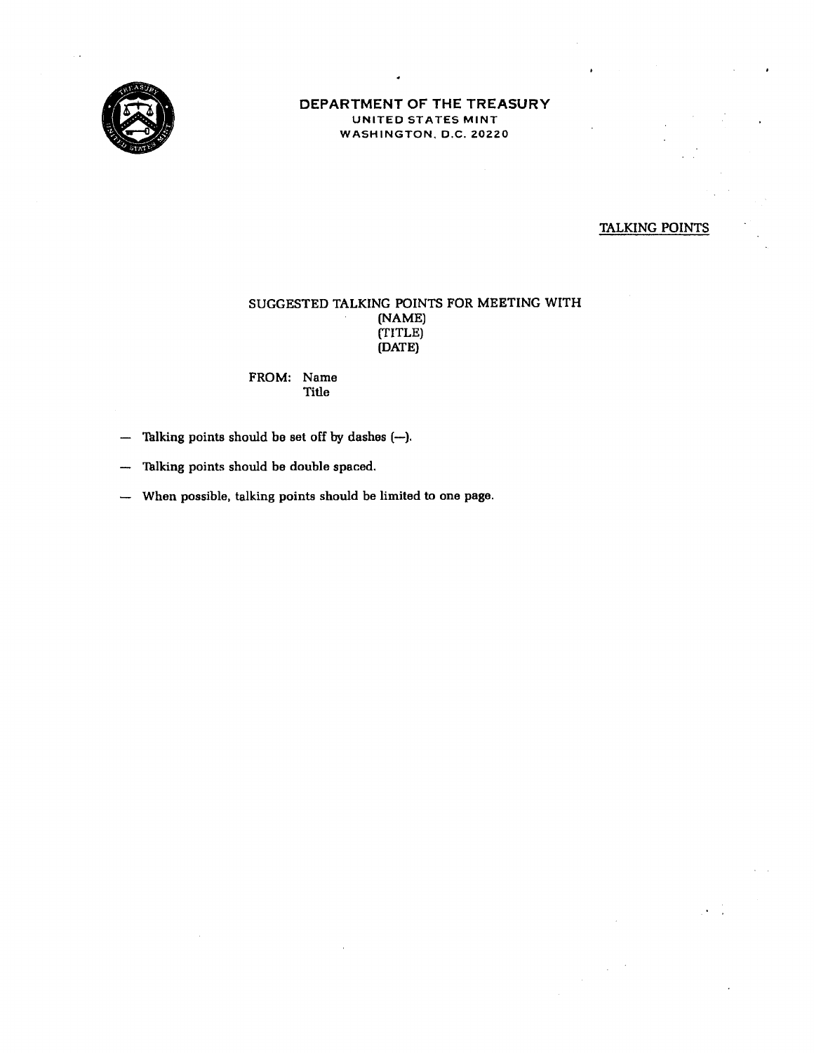**DEPARTMENT OF THE TREASURY**
UNITED STATES MINT
WASHINGTON, D.C. 20220

TALKING POINTS

SUGGESTED TALKING POINTS FOR MEETING WITH
(NAME)
(TITLE)
(DATE)

FROM: Name
Title

— Talking points should be set off by dashes (—).

— Talking points should be double spaced.

— When possible, talking points should be limited to one page.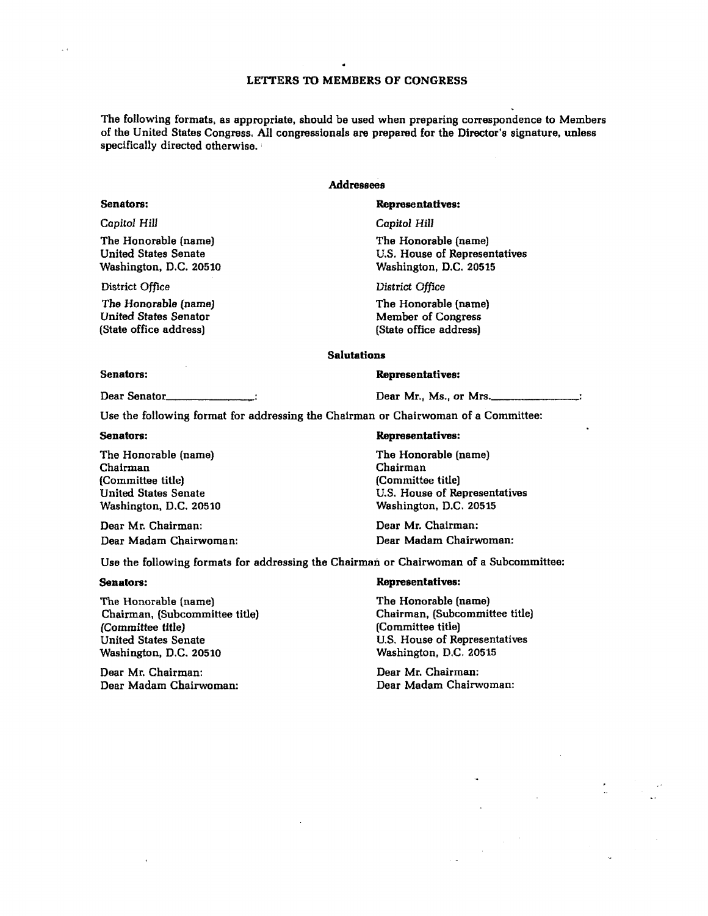# LETTERS TO MEMBERS OF CONGRESS

The following formats, as appropriate, should be used when preparing correspondence to Members of the United States Congress. All congressionals are prepared for the Director's signature, unless specifically directed otherwise.

## Addressees

**Senators:**

*Capitol Hill*

The Honorable (name)
United States Senate
Washington, D.C. 20510

District Office

The Honorable (name)
United States Senator
(State office address)

**Representatives:**

*Capitol Hill*

The Honorable (name)
U.S. House of Representatives
Washington, D.C. 20515

*District Office*

The Honorable (name)
Member of Congress
(State office address)

## Salutations

**Senators:**

Dear Senator_______________:

**Representatives:**

Dear Mr., Ms., or Mrs._______________:

Use the following format for addressing the Chairman or Chairwoman of a Committee:

**Senators:**

The Honorable (name)
Chairman
(Committee title)
United States Senate
Washington, D.C. 20510

Dear Mr. Chairman:
Dear Madam Chairwoman:

**Representatives:**

The Honorable (name)
Chairman
(Committee title)
U.S. House of Representatives
Washington, D.C. 20515

Dear Mr. Chairman:
Dear Madam Chairwoman:

Use the following formats for addressing the Chairman or Chairwoman of a Subcommittee:

**Senators:**

The Honorable (name)
Chairman, (Subcommittee title)
(Committee title)
United States Senate
Washington, D.C. 20510

Dear Mr. Chairman:
Dear Madam Chairwoman:

**Representatives:**

The Honorable (name)
Chairman, (Subcommittee title)
(Committee title)
U.S. House of Representatives
Washington, D.C. 20515

Dear Mr. Chairman:
Dear Madam Chairwoman: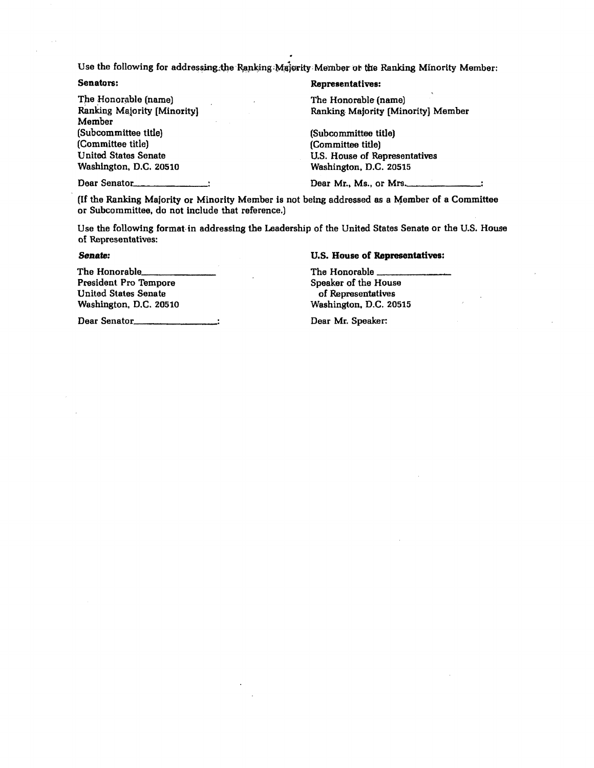Use the following for addressing the Ranking Majority Member or the Ranking Minority Member:

**Senators:**

The Honorable (name)
Ranking Majority [Minority]
Member
(Subcommittee title)
(Committee title)
United States Senate
Washington, D.C. 20510

Dear Senator_______________:

**Representatives:**

The Honorable (name)
Ranking Majority [Minority] Member

(Subcommittee title)
(Committee title)
U.S. House of Representatives
Washington, D.C. 20515

Dear Mr., Ms., or Mrs._______________:

(If the Ranking Majority or Minority Member is not being addressed as a Member of a Committee or Subcommittee, do not include that reference.)

Use the following format in addressing the Leadership of the United States Senate or the U.S. House of Representatives:

***Senate:***

The Honorable_______________
President Pro Tempore
United States Senate
Washington, D.C. 20510

Dear Senator_________________:

**U.S. House of Representatives:**

The Honorable _______________
Speaker of the House
of Representatives
Washington, D.C. 20515

Dear Mr. Speaker: